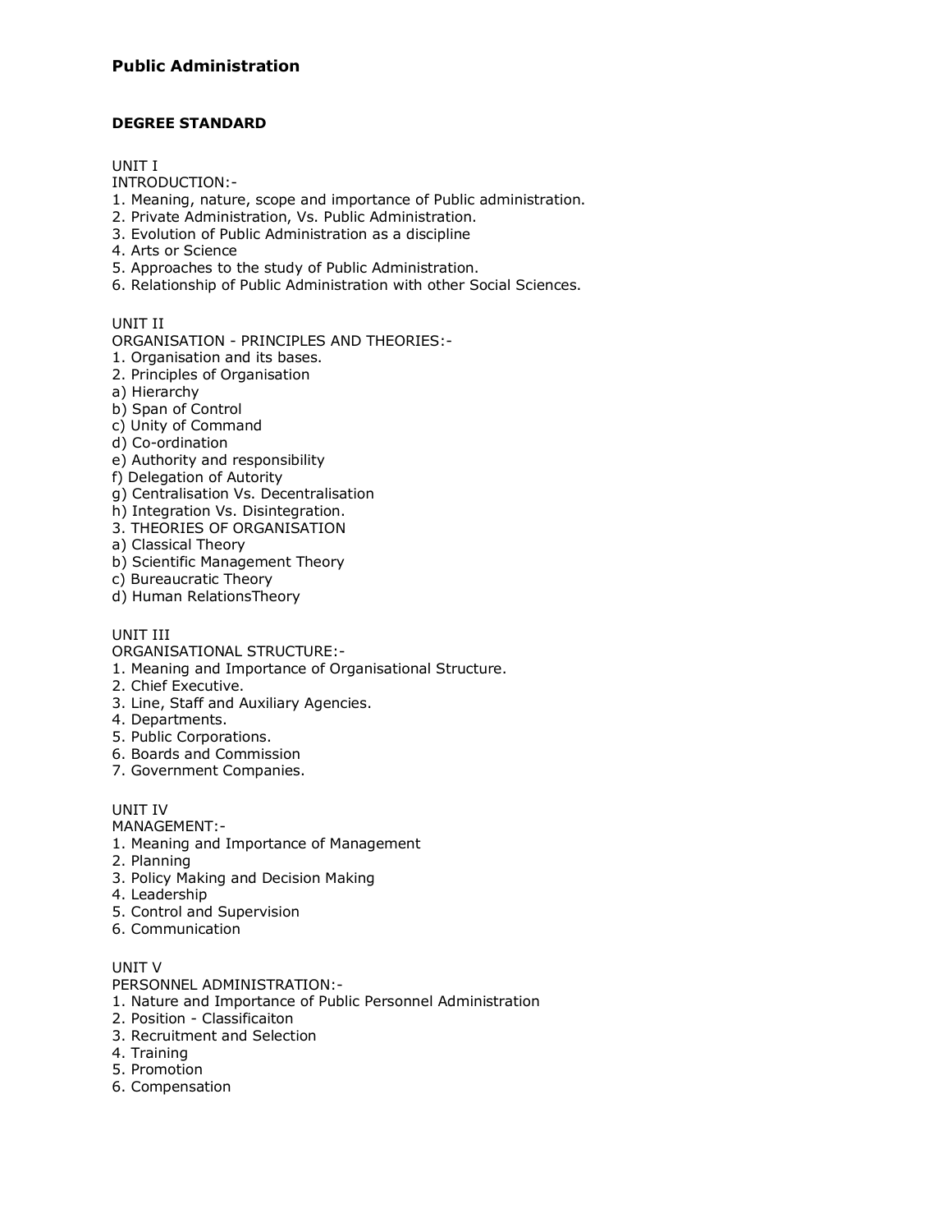# Public Administration

## DEGREE STANDARD

UNIT I

INTRODUCTION:-

1. Meaning, nature, scope and importance of Public administration.
2. Private Administration, Vs. Public Administration.
3. Evolution of Public Administration as a discipline
4. Arts or Science
5. Approaches to the study of Public Administration.
6. Relationship of Public Administration with other Social Sciences.

UNIT II

ORGANISATION - PRINCIPLES AND THEORIES:-

1. Organisation and its bases.
2. Principles of Organisation

a) Hierarchy
b) Span of Control
c) Unity of Command
d) Co-ordination
e) Authority and responsibility
f) Delegation of Autority
g) Centralisation Vs. Decentralisation
h) Integration Vs. Disintegration.

3. THEORIES OF ORGANISATION

a) Classical Theory
b) Scientific Management Theory
c) Bureaucratic Theory
d) Human RelationsTheory

UNIT III

ORGANISATIONAL STRUCTURE:-

1. Meaning and Importance of Organisational Structure.
2. Chief Executive.
3. Line, Staff and Auxiliary Agencies.
4. Departments.
5. Public Corporations.
6. Boards and Commission
7. Government Companies.

UNIT IV

MANAGEMENT:-

1. Meaning and Importance of Management
2. Planning
3. Policy Making and Decision Making
4. Leadership
5. Control and Supervision
6. Communication

UNIT V

PERSONNEL ADMINISTRATION:-

1. Nature and Importance of Public Personnel Administration
2. Position - Classificaiton
3. Recruitment and Selection
4. Training
5. Promotion
6. Compensation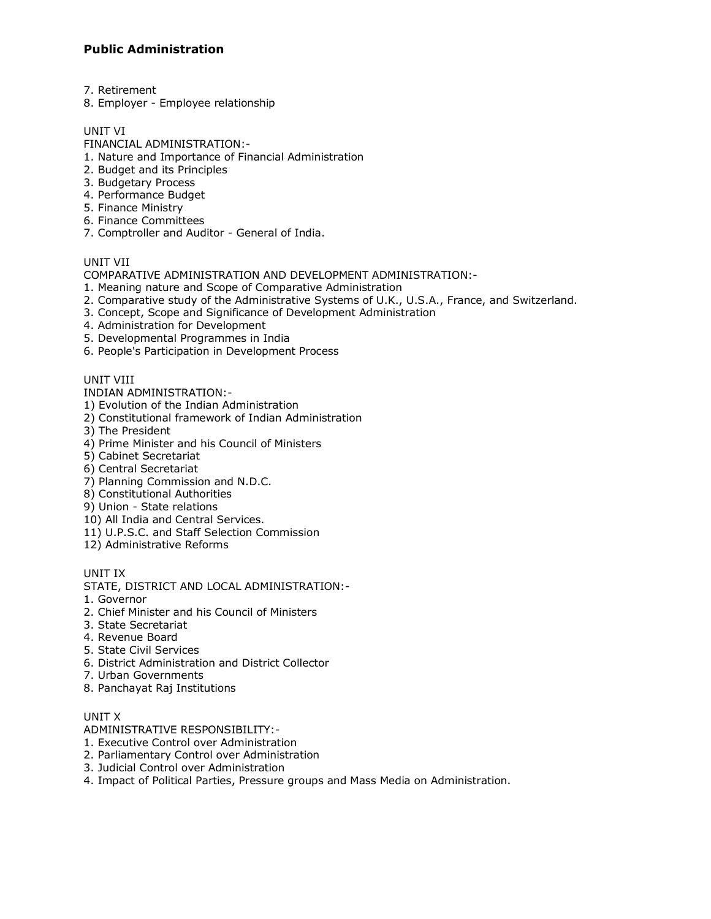7. Retirement
8. Employer - Employee relationship

UNIT VI

FINANCIAL ADMINISTRATION:-

1. Nature and Importance of Financial Administration
2. Budget and its Principles
3. Budgetary Process
4. Performance Budget
5. Finance Ministry
6. Finance Committees
7. Comptroller and Auditor - General of India.

UNIT VII

COMPARATIVE ADMINISTRATION AND DEVELOPMENT ADMINISTRATION:-

1. Meaning nature and Scope of Comparative Administration
2. Comparative study of the Administrative Systems of U.K., U.S.A., France, and Switzerland.
3. Concept, Scope and Significance of Development Administration
4. Administration for Development
5. Developmental Programmes in India
6. People's Participation in Development Process

UNIT VIII

INDIAN ADMINISTRATION:-

1) Evolution of the Indian Administration
2) Constitutional framework of Indian Administration
3) The President
4) Prime Minister and his Council of Ministers
5) Cabinet Secretariat
6) Central Secretariat
7) Planning Commission and N.D.C.
8) Constitutional Authorities
9) Union - State relations
10) All India and Central Services.
11) U.P.S.C. and Staff Selection Commission
12) Administrative Reforms

UNIT IX

STATE, DISTRICT AND LOCAL ADMINISTRATION:-

1. Governor
2. Chief Minister and his Council of Ministers
3. State Secretariat
4. Revenue Board
5. State Civil Services
6. District Administration and District Collector
7. Urban Governments
8. Panchayat Raj Institutions

UNIT X

ADMINISTRATIVE RESPONSIBILITY:-

1. Executive Control over Administration
2. Parliamentary Control over Administration
3. Judicial Control over Administration
4. Impact of Political Parties, Pressure groups and Mass Media on Administration.